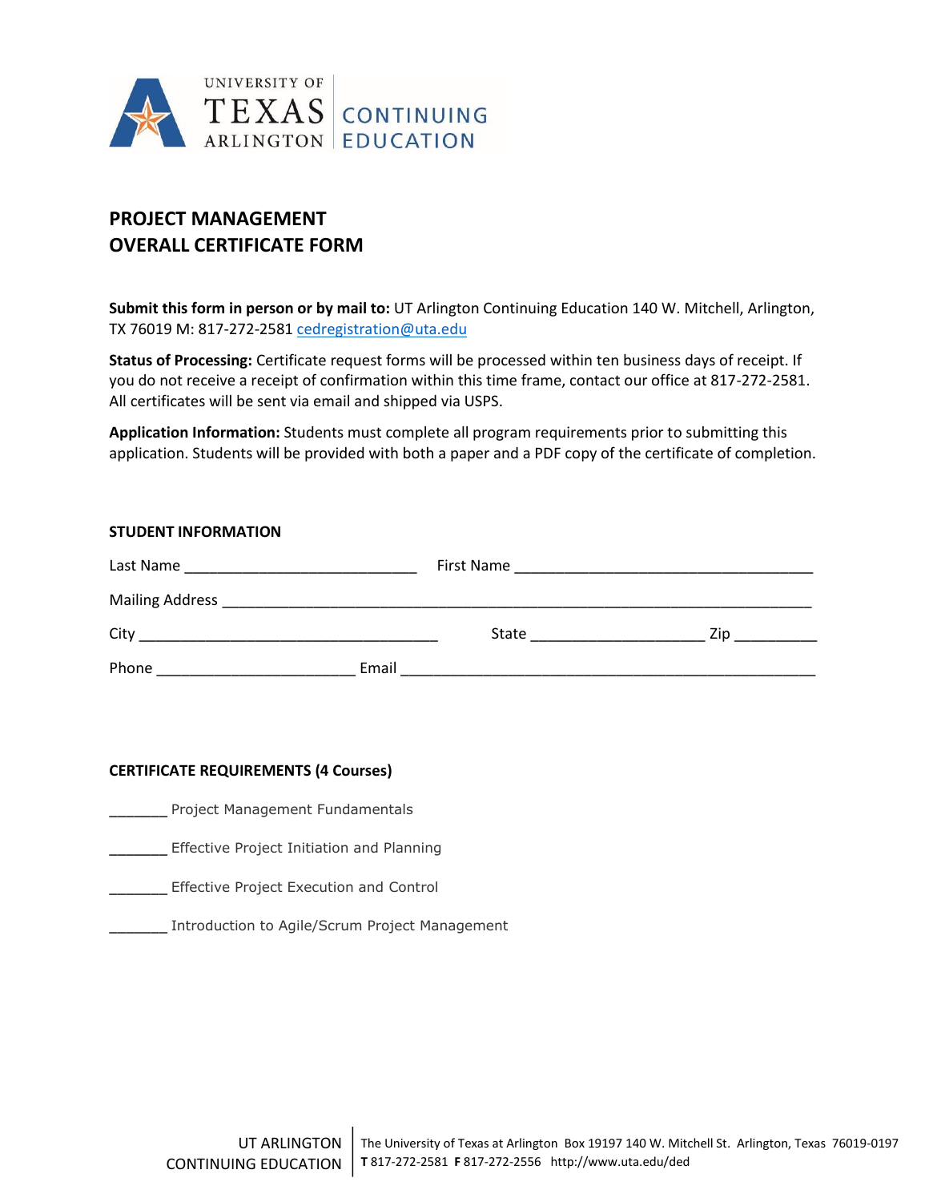UNIVERSITY OF TEXAS ARLINGTON | CONTINUING EDUCATION

# PROJECT MANAGEMENT OVERALL CERTIFICATE FORM

**Submit this form in person or by mail to:** UT Arlington Continuing Education 140 W. Mitchell, Arlington, TX 76019 M: 817-272-2581 cedregistration@uta.edu

**Status of Processing:** Certificate request forms will be processed within ten business days of receipt. If you do not receive a receipt of confirmation within this time frame, contact our office at 817-272-2581. All certificates will be sent via email and shipped via USPS.

**Application Information:** Students must complete all program requirements prior to submitting this application. Students will be provided with both a paper and a PDF copy of the certificate of completion.

## STUDENT INFORMATION

Last Name ____________________________ First Name ____________________________________

Mailing Address _________________________________________________________________________

City ____________________________________ State _____________________ Zip __________

Phone ________________________ Email ___________________________________________________

## CERTIFICATE REQUIREMENTS (4 Courses)

_______ Project Management Fundamentals

_______ Effective Project Initiation and Planning

_______ Effective Project Execution and Control

_______ Introduction to Agile/Scrum Project Management

UT ARLINGTON CONTINUING EDUCATION | The University of Texas at Arlington Box 19197 140 W. Mitchell St. Arlington, Texas 76019-0197 **T** 817-272-2581 **F** 817-272-2556 http://www.uta.edu/ded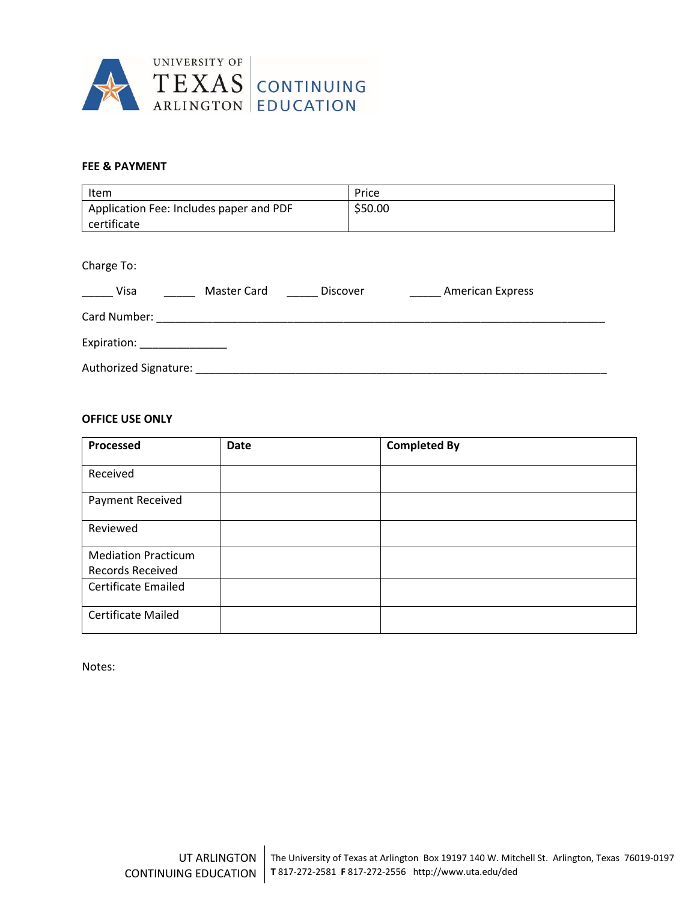**FEE & PAYMENT**

| Item | Price |
|---|---|
| Application Fee: Includes paper and PDF certificate | $50.00 |

Charge To:

_____ Visa _____ Master Card _____ Discover _____ American Express

Card Number: ___________________________________________________________________________

Expiration: ______________

Authorized Signature: ____________________________________________________________________

**OFFICE USE ONLY**

| **Processed** | **Date** | **Completed By** |
|---|---|---|
| Received | | |
| Payment Received | | |
| Reviewed | | |
| Mediation Practicum Records Received | | |
| Certificate Emailed | | |
| Certificate Mailed | | |

Notes: